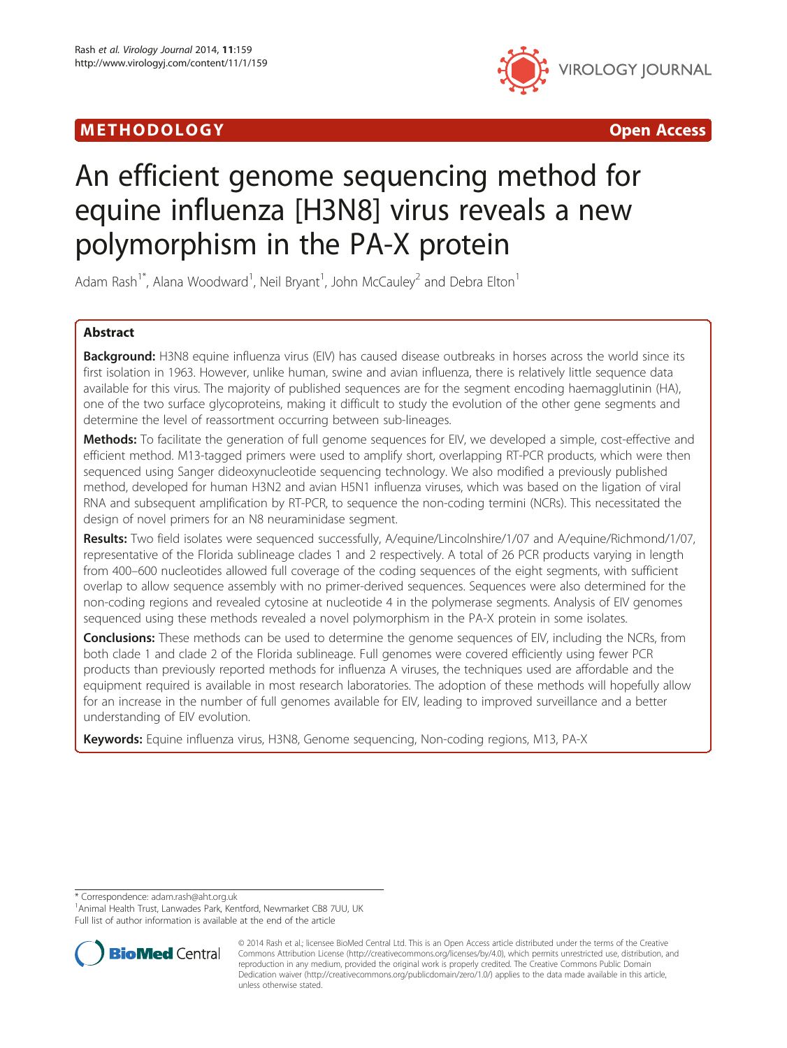METHODOLOGY **Open Access**

# An efficient genome sequencing method for equine influenza [H3N8] virus reveals a new polymorphism in the PA-X protein

Adam Rash[1*], Alana Woodward[1], Neil Bryant[1], John McCauley[2] and Debra Elton[1]

## Abstract

**Background:** H3N8 equine influenza virus (EIV) has caused disease outbreaks in horses across the world since its first isolation in 1963. However, unlike human, swine and avian influenza, there is relatively little sequence data available for this virus. The majority of published sequences are for the segment encoding haemagglutinin (HA), one of the two surface glycoproteins, making it difficult to study the evolution of the other gene segments and determine the level of reassortment occurring between sub-lineages.

**Methods:** To facilitate the generation of full genome sequences for EIV, we developed a simple, cost-effective and efficient method. M13-tagged primers were used to amplify short, overlapping RT-PCR products, which were then sequenced using Sanger dideoxynucleotide sequencing technology. We also modified a previously published method, developed for human H3N2 and avian H5N1 influenza viruses, which was based on the ligation of viral RNA and subsequent amplification by RT-PCR, to sequence the non-coding termini (NCRs). This necessitated the design of novel primers for an N8 neuraminidase segment.

**Results:** Two field isolates were sequenced successfully, A/equine/Lincolnshire/1/07 and A/equine/Richmond/1/07, representative of the Florida sublineage clades 1 and 2 respectively. A total of 26 PCR products varying in length from 400–600 nucleotides allowed full coverage of the coding sequences of the eight segments, with sufficient overlap to allow sequence assembly with no primer-derived sequences. Sequences were also determined for the non-coding regions and revealed cytosine at nucleotide 4 in the polymerase segments. Analysis of EIV genomes sequenced using these methods revealed a novel polymorphism in the PA-X protein in some isolates.

**Conclusions:** These methods can be used to determine the genome sequences of EIV, including the NCRs, from both clade 1 and clade 2 of the Florida sublineage. Full genomes were covered efficiently using fewer PCR products than previously reported methods for influenza A viruses, the techniques used are affordable and the equipment required is available in most research laboratories. The adoption of these methods will hopefully allow for an increase in the number of full genomes available for EIV, leading to improved surveillance and a better understanding of EIV evolution.

**Keywords:** Equine influenza virus, H3N8, Genome sequencing, Non-coding regions, M13, PA-X

\* Correspondence: adam.rash@aht.org.uk
[1]Animal Health Trust, Lanwades Park, Kentford, Newmarket CB8 7UU, UK
Full list of author information is available at the end of the article

© 2014 Rash et al.; licensee BioMed Central Ltd. This is an Open Access article distributed under the terms of the Creative Commons Attribution License (http://creativecommons.org/licenses/by/4.0), which permits unrestricted use, distribution, and reproduction in any medium, provided the original work is properly credited. The Creative Commons Public Domain Dedication waiver (http://creativecommons.org/publicdomain/zero/1.0/) applies to the data made available in this article, unless otherwise stated.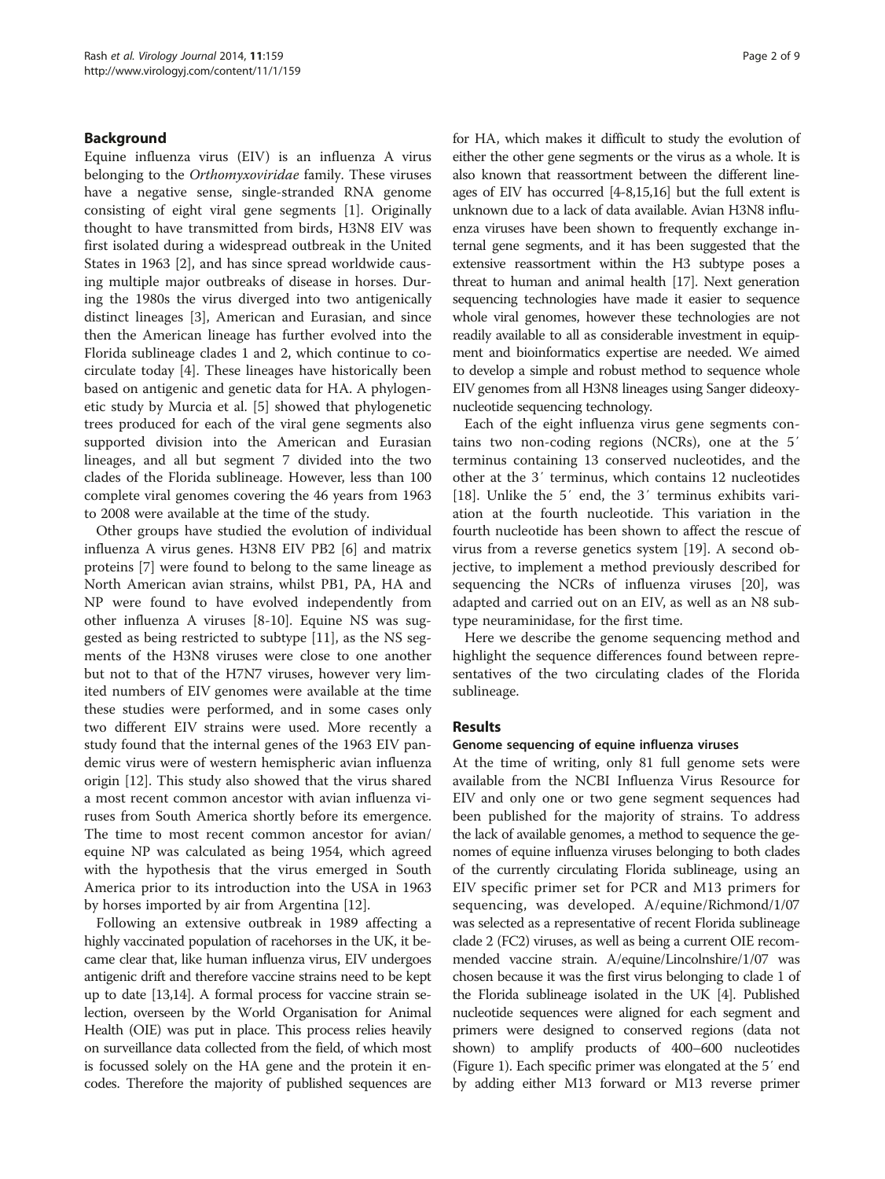## Background

Equine influenza virus (EIV) is an influenza A virus belonging to the *Orthomyxoviridae* family. These viruses have a negative sense, single-stranded RNA genome consisting of eight viral gene segments [1]. Originally thought to have transmitted from birds, H3N8 EIV was first isolated during a widespread outbreak in the United States in 1963 [2], and has since spread worldwide causing multiple major outbreaks of disease in horses. During the 1980s the virus diverged into two antigenically distinct lineages [3], American and Eurasian, and since then the American lineage has further evolved into the Florida sublineage clades 1 and 2, which continue to co-circulate today [4]. These lineages have historically been based on antigenic and genetic data for HA. A phylogenetic study by Murcia et al. [5] showed that phylogenetic trees produced for each of the viral gene segments also supported division into the American and Eurasian lineages, and all but segment 7 divided into the two clades of the Florida sublineage. However, less than 100 complete viral genomes covering the 46 years from 1963 to 2008 were available at the time of the study.

Other groups have studied the evolution of individual influenza A virus genes. H3N8 EIV PB2 [6] and matrix proteins [7] were found to belong to the same lineage as North American avian strains, whilst PB1, PA, HA and NP were found to have evolved independently from other influenza A viruses [8-10]. Equine NS was suggested as being restricted to subtype [11], as the NS segments of the H3N8 viruses were close to one another but not to that of the H7N7 viruses, however very limited numbers of EIV genomes were available at the time these studies were performed, and in some cases only two different EIV strains were used. More recently a study found that the internal genes of the 1963 EIV pandemic virus were of western hemispheric avian influenza origin [12]. This study also showed that the virus shared a most recent common ancestor with avian influenza viruses from South America shortly before its emergence. The time to most recent common ancestor for avian/equine NP was calculated as being 1954, which agreed with the hypothesis that the virus emerged in South America prior to its introduction into the USA in 1963 by horses imported by air from Argentina [12].

Following an extensive outbreak in 1989 affecting a highly vaccinated population of racehorses in the UK, it became clear that, like human influenza virus, EIV undergoes antigenic drift and therefore vaccine strains need to be kept up to date [13,14]. A formal process for vaccine strain selection, overseen by the World Organisation for Animal Health (OIE) was put in place. This process relies heavily on surveillance data collected from the field, of which most is focussed solely on the HA gene and the protein it encodes. Therefore the majority of published sequences are for HA, which makes it difficult to study the evolution of either the other gene segments or the virus as a whole. It is also known that reassortment between the different lineages of EIV has occurred [4-8,15,16] but the full extent is unknown due to a lack of data available. Avian H3N8 influenza viruses have been shown to frequently exchange internal gene segments, and it has been suggested that the extensive reassortment within the H3 subtype poses a threat to human and animal health [17]. Next generation sequencing technologies have made it easier to sequence whole viral genomes, however these technologies are not readily available to all as considerable investment in equipment and bioinformatics expertise are needed. We aimed to develop a simple and robust method to sequence whole EIV genomes from all H3N8 lineages using Sanger dideoxynucleotide sequencing technology.

Each of the eight influenza virus gene segments contains two non-coding regions (NCRs), one at the 5′ terminus containing 13 conserved nucleotides, and the other at the 3′ terminus, which contains 12 nucleotides [18]. Unlike the 5′ end, the 3′ terminus exhibits variation at the fourth nucleotide. This variation in the fourth nucleotide has been shown to affect the rescue of virus from a reverse genetics system [19]. A second objective, to implement a method previously described for sequencing the NCRs of influenza viruses [20], was adapted and carried out on an EIV, as well as an N8 subtype neuraminidase, for the first time.

Here we describe the genome sequencing method and highlight the sequence differences found between representatives of the two circulating clades of the Florida sublineage.

## Results

### Genome sequencing of equine influenza viruses

At the time of writing, only 81 full genome sets were available from the NCBI Influenza Virus Resource for EIV and only one or two gene segment sequences had been published for the majority of strains. To address the lack of available genomes, a method to sequence the genomes of equine influenza viruses belonging to both clades of the currently circulating Florida sublineage, using an EIV specific primer set for PCR and M13 primers for sequencing, was developed. A/equine/Richmond/1/07 was selected as a representative of recent Florida sublineage clade 2 (FC2) viruses, as well as being a current OIE recommended vaccine strain. A/equine/Lincolnshire/1/07 was chosen because it was the first virus belonging to clade 1 of the Florida sublineage isolated in the UK [4]. Published nucleotide sequences were aligned for each segment and primers were designed to conserved regions (data not shown) to amplify products of 400–600 nucleotides (Figure 1). Each specific primer was elongated at the 5′ end by adding either M13 forward or M13 reverse primer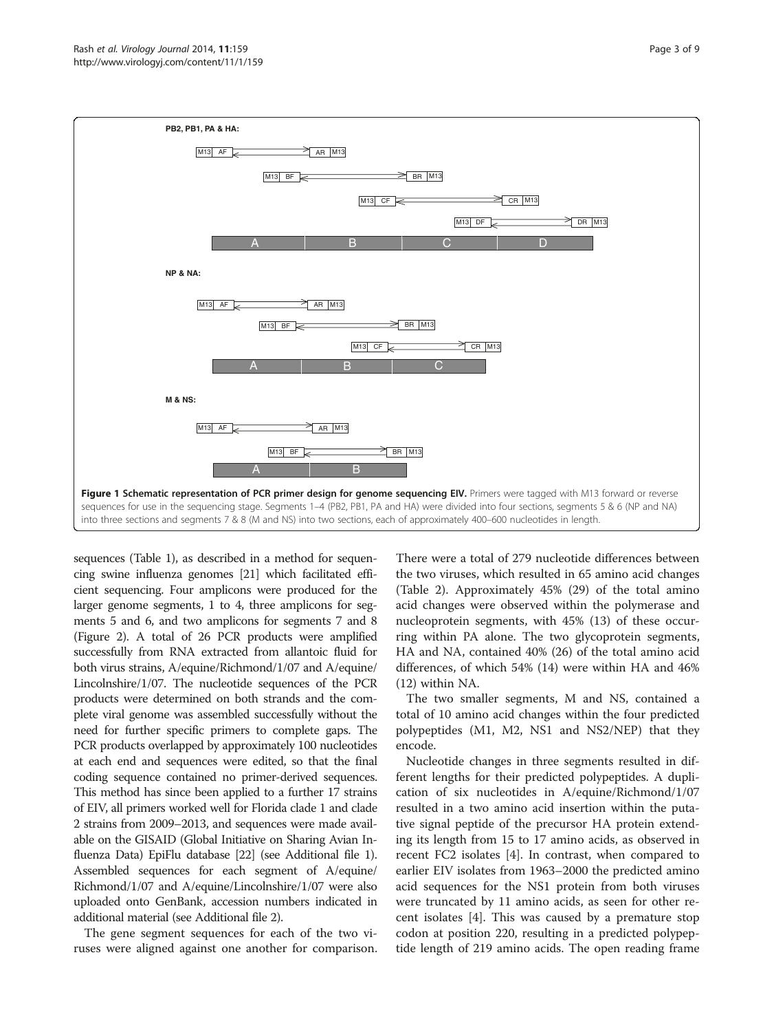**Figure 1 Schematic representation of PCR primer design for genome sequencing EIV.** Primers were tagged with M13 forward or reverse sequences for use in the sequencing stage. Segments 1–4 (PB2, PB1, PA and HA) were divided into four sections, segments 5 & 6 (NP and NA) into three sections and segments 7 & 8 (M and NS) into two sections, each of approximately 400–600 nucleotides in length.

sequences (Table 1), as described in a method for sequencing swine influenza genomes [21] which facilitated efficient sequencing. Four amplicons were produced for the larger genome segments, 1 to 4, three amplicons for segments 5 and 6, and two amplicons for segments 7 and 8 (Figure 2). A total of 26 PCR products were amplified successfully from RNA extracted from allantoic fluid for both virus strains, A/equine/Richmond/1/07 and A/equine/Lincolnshire/1/07. The nucleotide sequences of the PCR products were determined on both strands and the complete viral genome was assembled successfully without the need for further specific primers to complete gaps. The PCR products overlapped by approximately 100 nucleotides at each end and sequences were edited, so that the final coding sequence contained no primer-derived sequences. This method has since been applied to a further 17 strains of EIV, all primers worked well for Florida clade 1 and clade 2 strains from 2009–2013, and sequences were made available on the GISAID (Global Initiative on Sharing Avian Influenza Data) EpiFlu database [22] (see Additional file 1). Assembled sequences for each segment of A/equine/Richmond/1/07 and A/equine/Lincolnshire/1/07 were also uploaded onto GenBank, accession numbers indicated in additional material (see Additional file 2).

The gene segment sequences for each of the two viruses were aligned against one another for comparison. There were a total of 279 nucleotide differences between the two viruses, which resulted in 65 amino acid changes (Table 2). Approximately 45% (29) of the total amino acid changes were observed within the polymerase and nucleoprotein segments, with 45% (13) of these occurring within PA alone. The two glycoprotein segments, HA and NA, contained 40% (26) of the total amino acid differences, of which 54% (14) were within HA and 46% (12) within NA.

The two smaller segments, M and NS, contained a total of 10 amino acid changes within the four predicted polypeptides (M1, M2, NS1 and NS2/NEP) that they encode.

Nucleotide changes in three segments resulted in different lengths for their predicted polypeptides. A duplication of six nucleotides in A/equine/Richmond/1/07 resulted in a two amino acid insertion within the putative signal peptide of the precursor HA protein extending its length from 15 to 17 amino acids, as observed in recent FC2 isolates [4]. In contrast, when compared to earlier EIV isolates from 1963–2000 the predicted amino acid sequences for the NS1 protein from both viruses were truncated by 11 amino acids, as seen for other recent isolates [4]. This was caused by a premature stop codon at position 220, resulting in a predicted polypeptide length of 219 amino acids. The open reading frame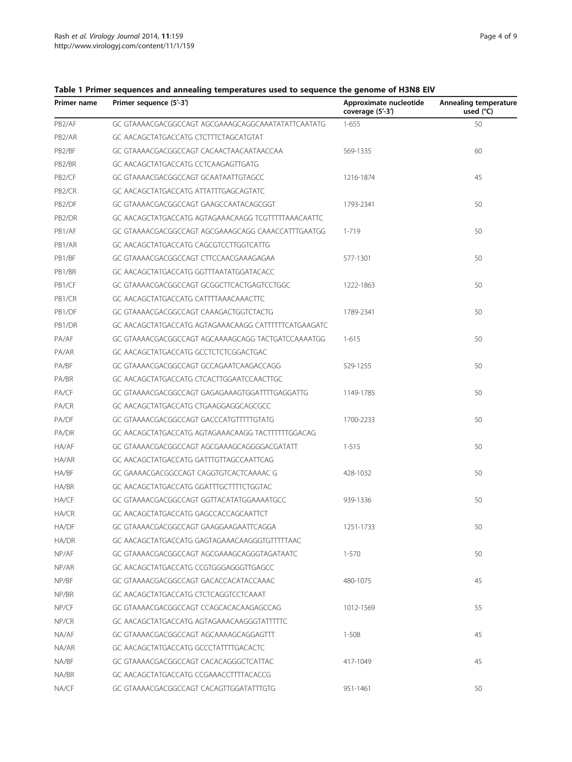**Table 1 Primer sequences and annealing temperatures used to sequence the genome of H3N8 EIV**

| Primer name | Primer sequence (5′-3′) | Approximate nucleotide coverage (5′-3′) | Annealing temperature used (°C) |
|---|---|---|---|
| PB2/AF | GC GTAAAACGACGGCCAGT AGCGAAAGCAGGCAAATATATTCAATATG | 1-655 | 50 |
| PB2/AR | GC AACAGCTATGACCATG CTCTTTCTAGCATGTAT | | |
| PB2/BF | GC GTAAAACGACGGCCAGT CACAACTAACAATAACCAA | 569-1335 | 60 |
| PB2/BR | GC AACAGCTATGACCATG CCTCAAGAGTTGATG | | |
| PB2/CF | GC GTAAAACGACGGCCAGT GCAATAATTGTAGCC | 1216-1874 | 45 |
| PB2/CR | GC AACAGCTATGACCATG ATTATTTGAGCAGTATC | | |
| PB2/DF | GC GTAAAACGACGGCCAGT GAAGCCAATACAGCGGT | 1793-2341 | 50 |
| PB2/DR | GC AACAGCTATGACCATG AGTAGAAACAAGG TCGTTTTTAAACAATTC | | |
| PB1/AF | GC GTAAAACGACGGCCAGT AGCGAAAGCAGG CAAACCATTTGAATGG | 1-719 | 50 |
| PB1/AR | GC AACAGCTATGACCATG CAGCGTCCTTGGTCATTG | | |
| PB1/BF | GC GTAAAACGACGGCCAGT CTTCCAACGAAAGAGAA | 577-1301 | 50 |
| PB1/BR | GC AACAGCTATGACCATG GGTTTAATATGGATACACC | | |
| PB1/CF | GC GTAAAACGACGGCCAGT GCGGCTTCACTGAGTCCTGGC | 1222-1863 | 50 |
| PB1/CR | GC AACAGCTATGACCATG CATTTTAAACAAACTTC | | |
| PB1/DF | GC GTAAAACGACGGCCAGT CAAAGACTGGTCTACTG | 1789-2341 | 50 |
| PB1/DR | GC AACAGCTATGACCATG AGTAGAAACAAGG CATTTTTTCATGAAGATC | | |
| PA/AF | GC GTAAAACGACGGCCAGT AGCAAAAGCAGG TACTGATCCAAAATGG | 1-615 | 50 |
| PA/AR | GC AACAGCTATGACCATG GCCTCTCTCGGACTGAC | | |
| PA/BF | GC GTAAAACGACGGCCAGT GCCAGAATCAAGACCAGG | 529-1255 | 50 |
| PA/BR | GC AACAGCTATGACCATG CTCACTTGGAATCCAACTTGC | | |
| PA/CF | GC GTAAAACGACGGCCAGT GAGAGAAAGTGGATTTTGAGGATTG | 1149-1785 | 50 |
| PA/CR | GC AACAGCTATGACCATG CTGAAGGAGGCAGCGCC | | |
| PA/DF | GC GTAAAACGACGGCCAGT GACCCATGTTTTTGTATG | 1700-2233 | 50 |
| PA/DR | GC AACAGCTATGACCATG AGTAGAAACAAGG TACTTTTTTGGACAG | | |
| HA/AF | GC GTAAAACGACGGCCAGT AGCGAAAGCAGGGGACGATATT | 1-515 | 50 |
| HA/AR | GC AACAGCTATGACCATG GATTTGTTAGCCAATTCAG | | |
| HA/BF | GC GAAAACGACGGCCAGT CAGGTGTCACTCAAAAC G | 428-1032 | 50 |
| HA/BR | GC AACAGCTATGACCATG GGATTTGCTTTTCTGGTAC | | |
| HA/CF | GC GTAAAACGACGGCCAGT GGTTACATATGGAAAATGCC | 939-1336 | 50 |
| HA/CR | GC AACAGCTATGACCATG GAGCCACCAGCAATTCT | | |
| HA/DF | GC GTAAAACGACGGCCAGT GAAGGAAGAATTCAGGA | 1251-1733 | 50 |
| HA/DR | GC AACAGCTATGACCATG GAGTAGAAACAAGGGTGTTTTTAAC | | |
| NP/AF | GC GTAAAACGACGGCCAGT AGCGAAAGCAGGGTAGATAATC | 1-570 | 50 |
| NP/AR | GC AACAGCTATGACCATG CCGTGGGAGGGTTGAGCC | | |
| NP/BF | GC GTAAAACGACGGCCAGT GACACCACATACCAAAC | 480-1075 | 45 |
| NP/BR | GC AACAGCTATGACCATG CTCTCAGGTCCTCAAAT | | |
| NP/CF | GC GTAAAACGACGGCCAGT CCAGCACACAAGAGCCAG | 1012-1569 | 55 |
| NP/CR | GC AACAGCTATGACCATG AGTAGAAACAAGGGTATTTTTC | | |
| NA/AF | GC GTAAAACGACGGCCAGT AGCAAAAGCAGGAGTTT | 1-508 | 45 |
| NA/AR | GC AACAGCTATGACCATG GCCCTATTTTGACACTC | | |
| NA/BF | GC GTAAAACGACGGCCAGT CACACAGGGCTCATTAC | 417-1049 | 45 |
| NA/BR | GC AACAGCTATGACCATG CCGAAACCTTTTACACCG | | |
| NA/CF | GC GTAAAACGACGGCCAGT CACAGTTGGATATTTGTG | 951-1461 | 50 |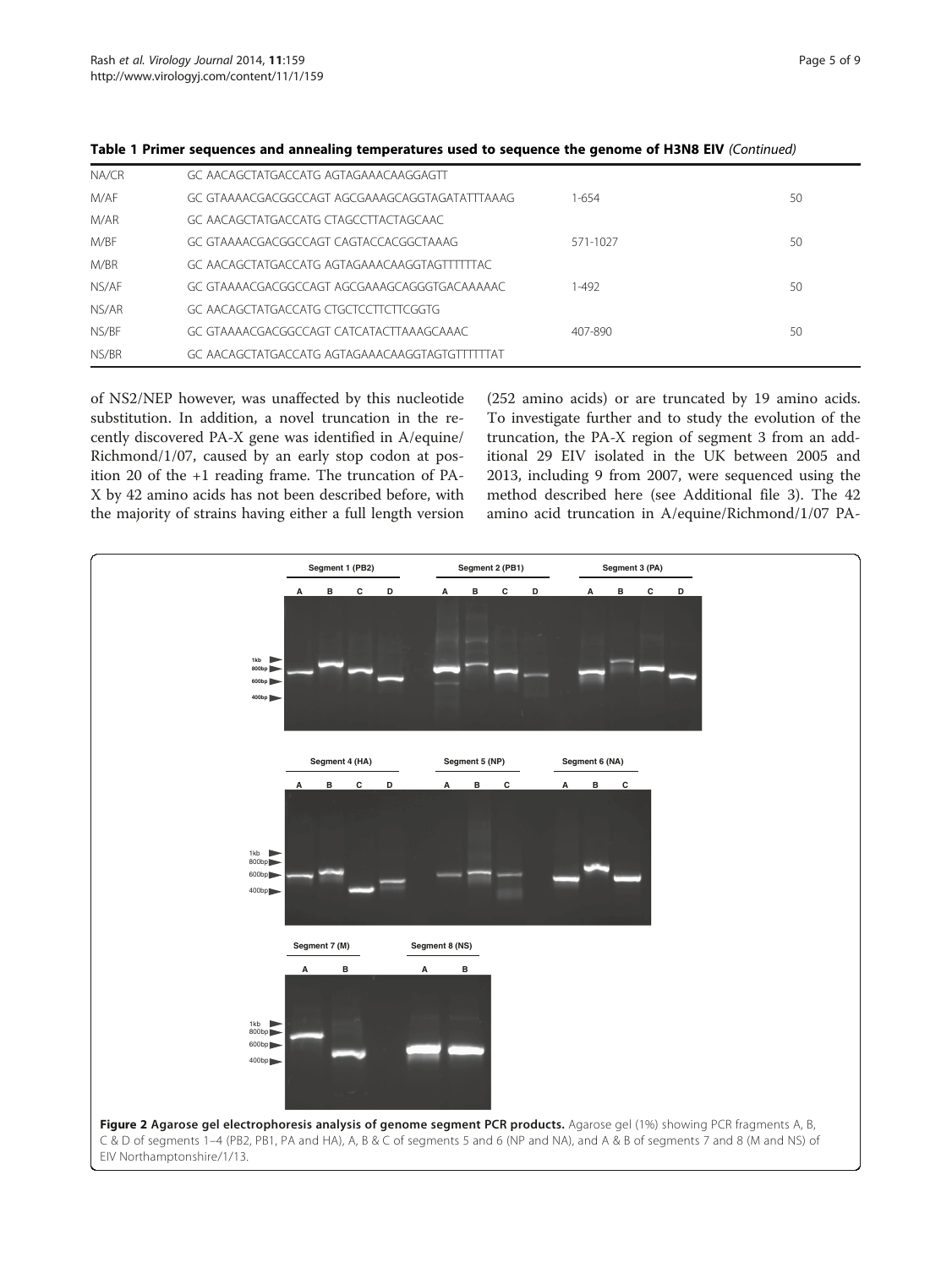**Table 1 Primer sequences and annealing temperatures used to sequence the genome of H3N8 EIV** *(Continued)*

| | | | |
|---|---|---|---|
| NA/CR | GC AACAGCTATGACCATG AGTAGAAACAAGGAGTT | | |
| M/AF | GC GTAAAACGACGGCCAGT AGCGAAAGCAGGTAGATATTTAAAG | 1-654 | 50 |
| M/AR | GC AACAGCTATGACCATG CTAGCCTTACTAGCAAC | | |
| M/BF | GC GTAAAACGACGGCCAGT CAGTACCACGGCTAAAG | 571-1027 | 50 |
| M/BR | GC AACAGCTATGACCATG AGTAGAAACAAGGTAGTTTTTTAC | | |
| NS/AF | GC GTAAAACGACGGCCAGT AGCGAAAGCAGGGTGACAAAAAC | 1-492 | 50 |
| NS/AR | GC AACAGCTATGACCATG CTGCTCCTTCTTCGGTG | | |
| NS/BF | GC GTAAAACGACGGCCAGT CATCATACTTAAAGCAAAC | 407-890 | 50 |
| NS/BR | GC AACAGCTATGACCATG AGTAGAAACAAGGTAGTGTTTTTTAT | | |

of NS2/NEP however, was unaffected by this nucleotide substitution. In addition, a novel truncation in the recently discovered PA-X gene was identified in A/equine/Richmond/1/07, caused by an early stop codon at position 20 of the +1 reading frame. The truncation of PA-X by 42 amino acids has not been described before, with the majority of strains having either a full length version (252 amino acids) or are truncated by 19 amino acids. To investigate further and to study the evolution of the truncation, the PA-X region of segment 3 from an additional 29 EIV isolated in the UK between 2005 and 2013, including 9 from 2007, were sequenced using the method described here (see Additional file 3). The 42 amino acid truncation in A/equine/Richmond/1/07 PA-

**Figure 2 Agarose gel electrophoresis analysis of genome segment PCR products.** Agarose gel (1%) showing PCR fragments A, B, C & D of segments 1–4 (PB2, PB1, PA and HA), A, B & C of segments 5 and 6 (NP and NA), and A & B of segments 7 and 8 (M and NS) of EIV Northamptonshire/1/13.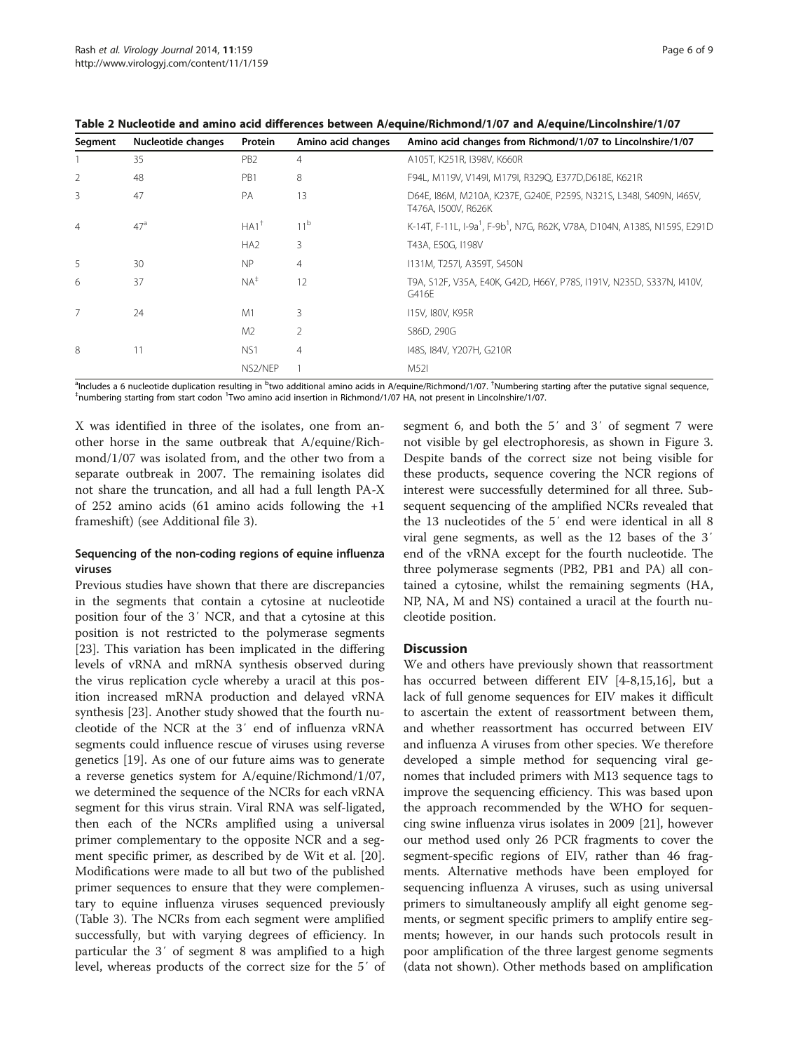**Table 2 Nucleotide and amino acid differences between A/equine/Richmond/1/07 and A/equine/Lincolnshire/1/07**

| Segment | Nucleotide changes | Protein | Amino acid changes | Amino acid changes from Richmond/1/07 to Lincolnshire/1/07 |
|---|---|---|---|---|
| 1 | 35 | PB2 | 4 | A105T, K251R, I398V, K660R |
| 2 | 48 | PB1 | 8 | F94L, M119V, V149I, M179I, R329Q, E377D,D618E, K621R |
| 3 | 47 | PA | 13 | D64E, I86M, M210A, K237E, G240E, P259S, N321S, L348I, S409N, I465V, T476A, I500V, R626K |
| 4 | 47[a] | HA1[†] | 11[b] | K-14T, F-11L, I-9a[ǀ], F-9b[ǀ], N7G, R62K, V78A, D104N, A138S, N159S, E291D |
| | | HA2 | 3 | T43A, E50G, I198V |
| 5 | 30 | NP | 4 | I131M, T257I, A359T, S450N |
| 6 | 37 | NA[‡] | 12 | T9A, S12F, V35A, E40K, G42D, H66Y, P78S, I191V, N235D, S337N, I410V, G416E |
| 7 | 24 | M1 | 3 | I15V, I80V, K95R |
| | | M2 | 2 | S86D, 290G |
| 8 | 11 | NS1 | 4 | I48S, I84V, Y207H, G210R |
| | | NS2/NEP | 1 | M52I |

[a]Includes a 6 nucleotide duplication resulting in [b]two additional amino acids in A/equine/Richmond/1/07. [†]Numbering starting after the putative signal sequence, [‡]numbering starting from start codon [ǀ]Two amino acid insertion in Richmond/1/07 HA, not present in Lincolnshire/1/07.

X was identified in three of the isolates, one from another horse in the same outbreak that A/equine/Richmond/1/07 was isolated from, and the other two from a separate outbreak in 2007. The remaining isolates did not share the truncation, and all had a full length PA-X of 252 amino acids (61 amino acids following the +1 frameshift) (see Additional file 3).

### Sequencing of the non-coding regions of equine influenza viruses

Previous studies have shown that there are discrepancies in the segments that contain a cytosine at nucleotide position four of the 3′ NCR, and that a cytosine at this position is not restricted to the polymerase segments [23]. This variation has been implicated in the differing levels of vRNA and mRNA synthesis observed during the virus replication cycle whereby a uracil at this position increased mRNA production and delayed vRNA synthesis [23]. Another study showed that the fourth nucleotide of the NCR at the 3′ end of influenza vRNA segments could influence rescue of viruses using reverse genetics [19]. As one of our future aims was to generate a reverse genetics system for A/equine/Richmond/1/07, we determined the sequence of the NCRs for each vRNA segment for this virus strain. Viral RNA was self-ligated, then each of the NCRs amplified using a universal primer complementary to the opposite NCR and a segment specific primer, as described by de Wit et al. [20]. Modifications were made to all but two of the published primer sequences to ensure that they were complementary to equine influenza viruses sequenced previously (Table 3). The NCRs from each segment were amplified successfully, but with varying degrees of efficiency. In particular the 3′ of segment 8 was amplified to a high level, whereas products of the correct size for the 5′ of segment 6, and both the 5′ and 3′ of segment 7 were not visible by gel electrophoresis, as shown in Figure 3. Despite bands of the correct size not being visible for these products, sequence covering the NCR regions of interest were successfully determined for all three. Subsequent sequencing of the amplified NCRs revealed that the 13 nucleotides of the 5′ end were identical in all 8 viral gene segments, as well as the 12 bases of the 3′ end of the vRNA except for the fourth nucleotide. The three polymerase segments (PB2, PB1 and PA) all contained a cytosine, whilst the remaining segments (HA, NP, NA, M and NS) contained a uracil at the fourth nucleotide position.

## Discussion

We and others have previously shown that reassortment has occurred between different EIV [4-8,15,16], but a lack of full genome sequences for EIV makes it difficult to ascertain the extent of reassortment between them, and whether reassortment has occurred between EIV and influenza A viruses from other species. We therefore developed a simple method for sequencing viral genomes that included primers with M13 sequence tags to improve the sequencing efficiency. This was based upon the approach recommended by the WHO for sequencing swine influenza virus isolates in 2009 [21], however our method used only 26 PCR fragments to cover the segment-specific regions of EIV, rather than 46 fragments. Alternative methods have been employed for sequencing influenza A viruses, such as using universal primers to simultaneously amplify all eight genome segments, or segment specific primers to amplify entire segments; however, in our hands such protocols result in poor amplification of the three largest genome segments (data not shown). Other methods based on amplification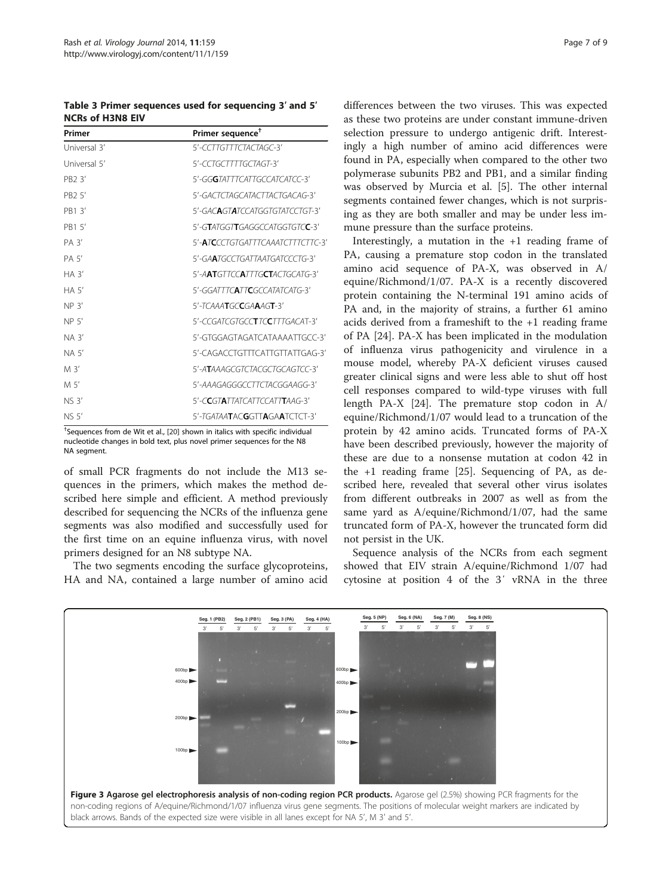**Table 3 Primer sequences used for sequencing 3′ and 5′ NCRs of H3N8 EIV**

| Primer | Primer sequence† |
|---|---|
| Universal 3′ | 5′-*CCTTGTTTCTACTAGC*-3′ |
| Universal 5′ | 5′-*CCTGCTTTTGCTAGT*-3′ |
| PB2 3′ | 5′-*GG***G***TATTTCATTGCCATCATCC*-3′ |
| PB2 5′ | 5′-*GACTCTAGCATACTTACTGACAG*-3′ |
| PB1 3′ | 5′-*GAC***A***GT***A***TCCATGGTGTATCCTGT*-3′ |
| PB1 5′ | 5′-*G***T***ATGGT***T***GAGGCCATGGTGTC***C**-3′ |
| PA 3′ | 5′-**AC***CCTGTGATTTCAAATCTTTCTTC*-3′ |
| PA 5′ | 5′-*GA***A***TGCCTGATTAATGATCCCTG*-3′ |
| HA 3′ | 5′-*A***AT***GTTCC***A***TTTG***CT***ACTGCATG*-3′ |
| HA 5′ | 5′-*GGATTTC***A***TT***C***GCCATATCATG*-3′ |
| NP 3′ | 5′-*TCAAA***T***GC***C***GA***A***AG***T**-3′ |
| NP 5′ | 5′-*CCGATCGTGCC***T***TC***C***TTTGACAT*-3′ |
| NA 3′ | 5′-GTGGAGTAGATCATAAAATTGCC-3′ |
| NA 5′ | 5′-CAGACCTGTTTCATTGTTATTGAG-3′ |
| M 3′ | 5′-*A***T***AAAGCGTCTACGCTGCAGTCC*-3′ |
| M 5′ | 5′-*AAAGAGGGCCTTCTACGGAAGG*-3′ |
| NS 3′ | 5′-*C***C***GT***A***TTATCATTCCATT***T***AAG*-3′ |
| NS 5′ | 5′-*TGATAA***T***AC***G***GTT***A***GA***A***TCTCT*-3′ |

†Sequences from de Wit et al., [20] shown in italics with specific individual nucleotide changes in bold text, plus novel primer sequences for the N8 NA segment.

of small PCR fragments do not include the M13 sequences in the primers, which makes the method described here simple and efficient. A method previously described for sequencing the NCRs of the influenza gene segments was also modified and successfully used for the first time on an equine influenza virus, with novel primers designed for an N8 subtype NA.

The two segments encoding the surface glycoproteins, HA and NA, contained a large number of amino acid differences between the two viruses. This was expected as these two proteins are under constant immune-driven selection pressure to undergo antigenic drift. Interestingly a high number of amino acid differences were found in PA, especially when compared to the other two polymerase subunits PB2 and PB1, and a similar finding was observed by Murcia et al. [5]. The other internal segments contained fewer changes, which is not surprising as they are both smaller and may be under less immune pressure than the surface proteins.

Interestingly, a mutation in the +1 reading frame of PA, causing a premature stop codon in the translated amino acid sequence of PA-X, was observed in A/equine/Richmond/1/07. PA-X is a recently discovered protein containing the N-terminal 191 amino acids of PA and, in the majority of strains, a further 61 amino acids derived from a frameshift to the +1 reading frame of PA [24]. PA-X has been implicated in the modulation of influenza virus pathogenicity and virulence in a mouse model, whereby PA-X deficient viruses caused greater clinical signs and were less able to shut off host cell responses compared to wild-type viruses with full length PA-X [24]. The premature stop codon in A/equine/Richmond/1/07 would lead to a truncation of the protein by 42 amino acids. Truncated forms of PA-X have been described previously, however the majority of these are due to a nonsense mutation at codon 42 in the +1 reading frame [25]. Sequencing of PA, as described here, revealed that several other virus isolates from different outbreaks in 2007 as well as from the same yard as A/equine/Richmond/1/07, had the same truncated form of PA-X, however the truncated form did not persist in the UK.

Sequence analysis of the NCRs from each segment showed that EIV strain A/equine/Richmond 1/07 had cytosine at position 4 of the 3′ vRNA in the three

**Figure 3 Agarose gel electrophoresis analysis of non-coding region PCR products.** Agarose gel (2.5%) showing PCR fragments for the non-coding regions of A/equine/Richmond/1/07 influenza virus gene segments. The positions of molecular weight markers are indicated by black arrows. Bands of the expected size were visible in all lanes except for NA 5′, M 3′ and 5′.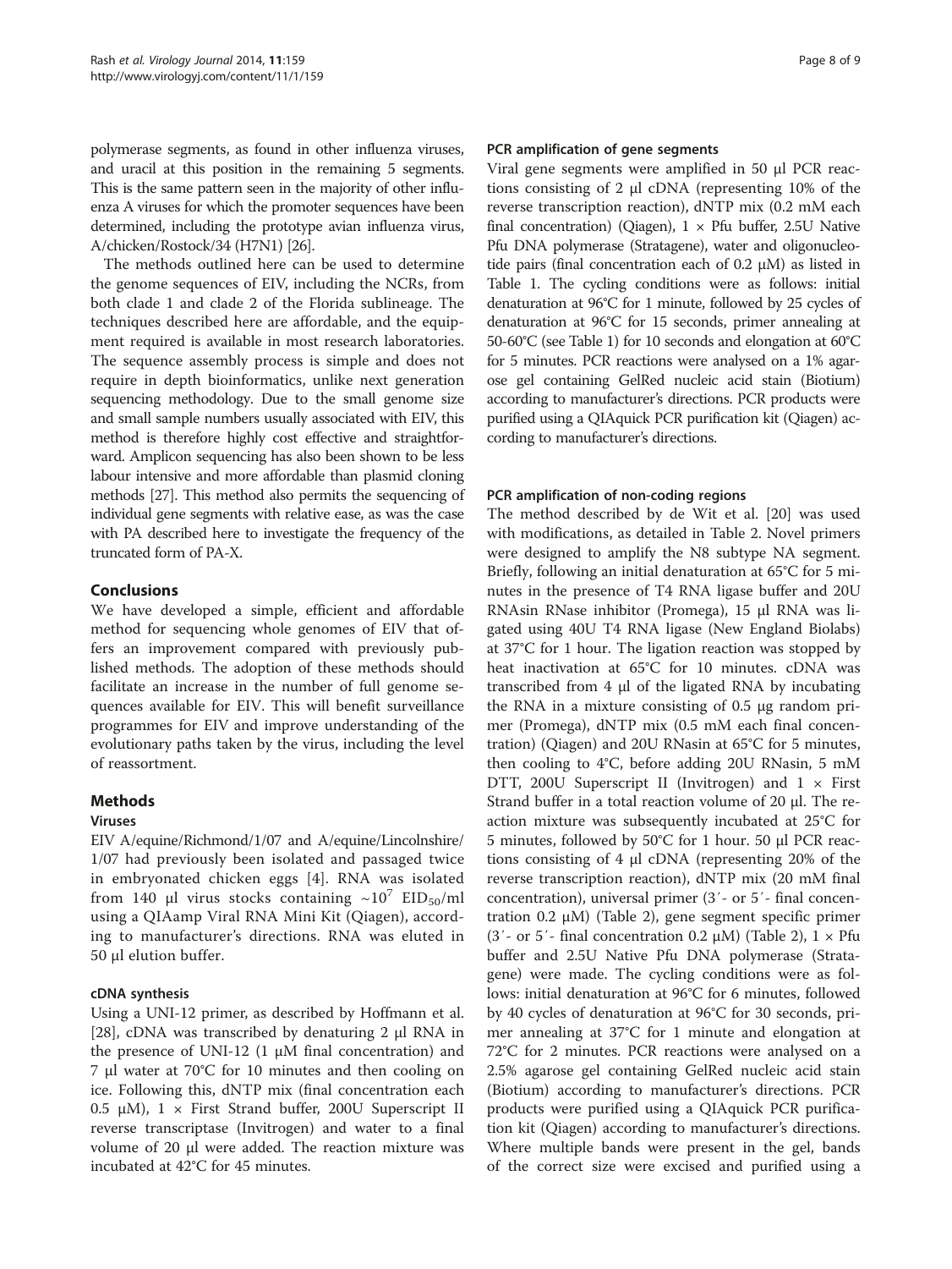polymerase segments, as found in other influenza viruses, and uracil at this position in the remaining 5 segments. This is the same pattern seen in the majority of other influenza A viruses for which the promoter sequences have been determined, including the prototype avian influenza virus, A/chicken/Rostock/34 (H7N1) [26].

The methods outlined here can be used to determine the genome sequences of EIV, including the NCRs, from both clade 1 and clade 2 of the Florida sublineage. The techniques described here are affordable, and the equipment required is available in most research laboratories. The sequence assembly process is simple and does not require in depth bioinformatics, unlike next generation sequencing methodology. Due to the small genome size and small sample numbers usually associated with EIV, this method is therefore highly cost effective and straightforward. Amplicon sequencing has also been shown to be less labour intensive and more affordable than plasmid cloning methods [27]. This method also permits the sequencing of individual gene segments with relative ease, as was the case with PA described here to investigate the frequency of the truncated form of PA-X.

## Conclusions

We have developed a simple, efficient and affordable method for sequencing whole genomes of EIV that offers an improvement compared with previously published methods. The adoption of these methods should facilitate an increase in the number of full genome sequences available for EIV. This will benefit surveillance programmes for EIV and improve understanding of the evolutionary paths taken by the virus, including the level of reassortment.

## Methods

### Viruses

EIV A/equine/Richmond/1/07 and A/equine/Lincolnshire/1/07 had previously been isolated and passaged twice in embryonated chicken eggs [4]. RNA was isolated from 140 μl virus stocks containing ~$10^7$ $EID_{50}$/ml using a QIAamp Viral RNA Mini Kit (Qiagen), according to manufacturer's directions. RNA was eluted in 50 μl elution buffer.

#### cDNA synthesis

Using a UNI-12 primer, as described by Hoffmann et al. [28], cDNA was transcribed by denaturing 2 μl RNA in the presence of UNI-12 (1 μM final concentration) and 7 μl water at 70°C for 10 minutes and then cooling on ice. Following this, dNTP mix (final concentration each 0.5 μM), 1 × First Strand buffer, 200U Superscript II reverse transcriptase (Invitrogen) and water to a final volume of 20 μl were added. The reaction mixture was incubated at 42°C for 45 minutes.

#### PCR amplification of gene segments

Viral gene segments were amplified in 50 μl PCR reactions consisting of 2 μl cDNA (representing 10% of the reverse transcription reaction), dNTP mix (0.2 mM each final concentration) (Qiagen), 1 × Pfu buffer, 2.5U Native Pfu DNA polymerase (Stratagene), water and oligonucleotide pairs (final concentration each of 0.2 μM) as listed in Table 1. The cycling conditions were as follows: initial denaturation at 96°C for 1 minute, followed by 25 cycles of denaturation at 96°C for 15 seconds, primer annealing at 50-60°C (see Table 1) for 10 seconds and elongation at 60°C for 5 minutes. PCR reactions were analysed on a 1% agarose gel containing GelRed nucleic acid stain (Biotium) according to manufacturer's directions. PCR products were purified using a QIAquick PCR purification kit (Qiagen) according to manufacturer's directions.

#### PCR amplification of non-coding regions

The method described by de Wit et al. [20] was used with modifications, as detailed in Table 2. Novel primers were designed to amplify the N8 subtype NA segment. Briefly, following an initial denaturation at 65°C for 5 minutes in the presence of T4 RNA ligase buffer and 20U RNAsin RNase inhibitor (Promega), 15 μl RNA was ligated using 40U T4 RNA ligase (New England Biolabs) at 37°C for 1 hour. The ligation reaction was stopped by heat inactivation at 65°C for 10 minutes. cDNA was transcribed from 4 μl of the ligated RNA by incubating the RNA in a mixture consisting of 0.5 μg random primer (Promega), dNTP mix (0.5 mM each final concentration) (Qiagen) and 20U RNasin at 65°C for 5 minutes, then cooling to 4°C, before adding 20U RNasin, 5 mM DTT, 200U Superscript II (Invitrogen) and 1 × First Strand buffer in a total reaction volume of 20 μl. The reaction mixture was subsequently incubated at 25°C for 5 minutes, followed by 50°C for 1 hour. 50 μl PCR reactions consisting of 4 μl cDNA (representing 20% of the reverse transcription reaction), dNTP mix (20 mM final concentration), universal primer (3′- or 5′- final concentration 0.2 μM) (Table 2), gene segment specific primer (3′- or 5′- final concentration 0.2 μM) (Table 2), 1 × Pfu buffer and 2.5U Native Pfu DNA polymerase (Stratagene) were made. The cycling conditions were as follows: initial denaturation at 96°C for 6 minutes, followed by 40 cycles of denaturation at 96°C for 30 seconds, primer annealing at 37°C for 1 minute and elongation at 72°C for 2 minutes. PCR reactions were analysed on a 2.5% agarose gel containing GelRed nucleic acid stain (Biotium) according to manufacturer's directions. PCR products were purified using a QIAquick PCR purification kit (Qiagen) according to manufacturer's directions. Where multiple bands were present in the gel, bands of the correct size were excised and purified using a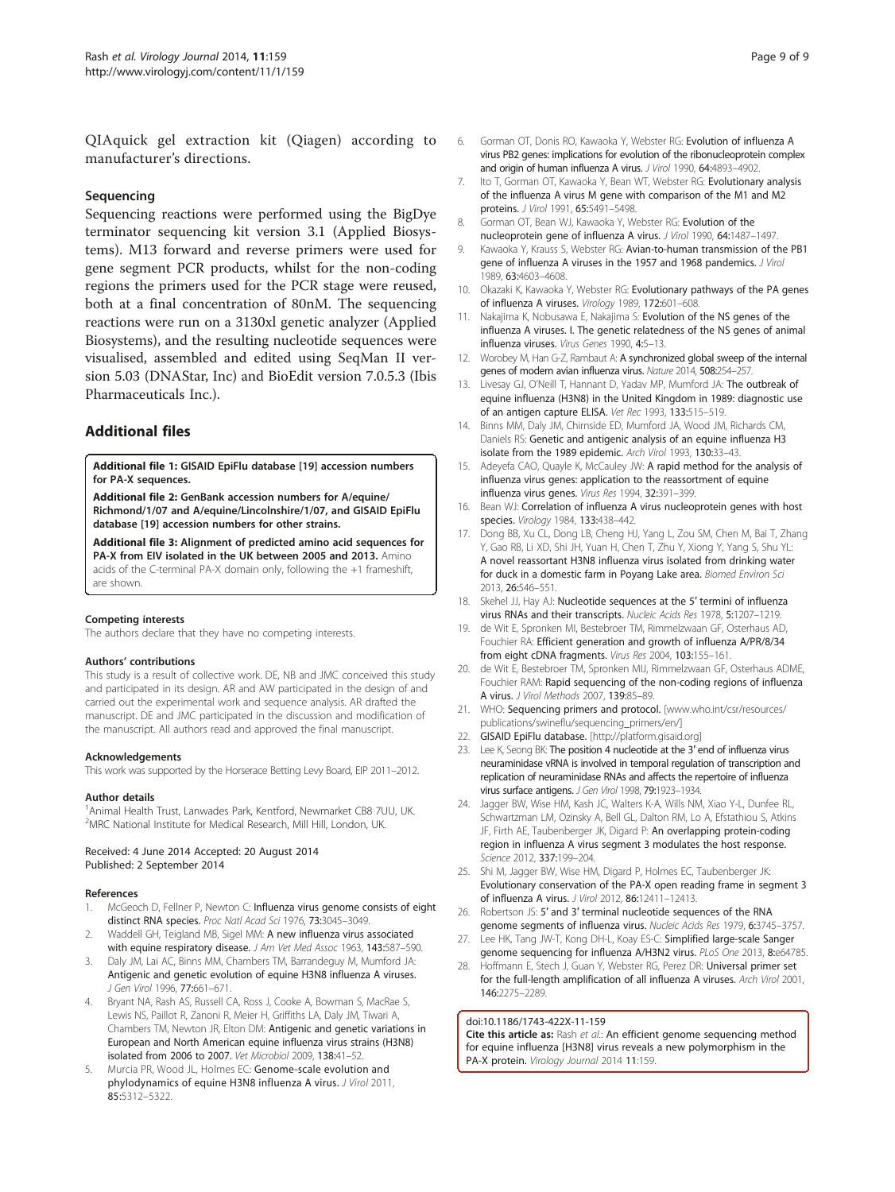QIAquick gel extraction kit (Qiagen) according to manufacturer's directions.

### Sequencing

Sequencing reactions were performed using the BigDye terminator sequencing kit version 3.1 (Applied Biosystems). M13 forward and reverse primers were used for gene segment PCR products, whilst for the non-coding regions the primers used for the PCR stage were reused, both at a final concentration of 80nM. The sequencing reactions were run on a 3130xl genetic analyzer (Applied Biosystems), and the resulting nucleotide sequences were visualised, assembled and edited using SeqMan II version 5.03 (DNAStar, Inc) and BioEdit version 7.0.5.3 (Ibis Pharmaceuticals Inc.).

## Additional files

**Additional file 1: GISAID EpiFlu database [19] accession numbers for PA-X sequences.**

**Additional file 2: GenBank accession numbers for A/equine/Richmond/1/07 and A/equine/Lincolnshire/1/07, and GISAID EpiFlu database [19] accession numbers for other strains.**

**Additional file 3: Alignment of predicted amino acid sequences for PA-X from EIV isolated in the UK between 2005 and 2013.** Amino acids of the C-terminal PA-X domain only, following the +1 frameshift, are shown.

#### Competing interests

The authors declare that they have no competing interests.

#### Authors' contributions

This study is a result of collective work. DE, NB and JMC conceived this study and participated in its design. AR and AW participated in the design of and carried out the experimental work and sequence analysis. AR drafted the manuscript. DE and JMC participated in the discussion and modification of the manuscript. All authors read and approved the final manuscript.

#### Acknowledgements

This work was supported by the Horserace Betting Levy Board, EIP 2011–2012.

#### Author details

[1]Animal Health Trust, Lanwades Park, Kentford, Newmarket CB8 7UU, UK. [2]MRC National Institute for Medical Research, Mill Hill, London, UK.

Received: 4 June 2014 Accepted: 20 August 2014
Published: 2 September 2014

#### References

1. McGeoch D, Fellner P, Newton C: **Influenza virus genome consists of eight distinct RNA species.** *Proc Natl Acad Sci* 1976, **73:**3045–3049.
2. Waddell GH, Teigland MB, Sigel MM: **A new influenza virus associated with equine respiratory disease.** *J Am Vet Med Assoc* 1963, **143:**587–590.
3. Daly JM, Lai AC, Binns MM, Chambers TM, Barrandeguy M, Mumford JA: **Antigenic and genetic evolution of equine H3N8 influenza A viruses.** *J Gen Virol* 1996, **77:**661–671.
4. Bryant NA, Rash AS, Russell CA, Ross J, Cooke A, Bowman S, MacRae S, Lewis NS, Paillot R, Zanoni R, Meier H, Griffiths LA, Daly JM, Tiwari A, Chambers TM, Newton JR, Elton DM: **Antigenic and genetic variations in European and North American equine influenza virus strains (H3N8) isolated from 2006 to 2007.** *Vet Microbiol* 2009, **138:**41–52.
5. Murcia PR, Wood JL, Holmes EC: **Genome-scale evolution and phylodynamics of equine H3N8 influenza A virus.** *J Virol* 2011, **85:**5312–5322.
6. Gorman OT, Donis RO, Kawaoka Y, Webster RG: **Evolution of influenza A virus PB2 genes: implications for evolution of the ribonucleoprotein complex and origin of human influenza A virus.** *J Virol* 1990, **64:**4893–4902.
7. Ito T, Gorman OT, Kawaoka Y, Bean WT, Webster RG: **Evolutionary analysis of the influenza A virus M gene with comparison of the M1 and M2 proteins.** *J Virol* 1991, **65:**5491–5498.
8. Gorman OT, Bean WJ, Kawaoka Y, Webster RG: **Evolution of the nucleoprotein gene of influenza A virus.** *J Virol* 1990, **64:**1487–1497.
9. Kawaoka Y, Krauss S, Webster RG: **Avian-to-human transmission of the PB1 gene of influenza A viruses in the 1957 and 1968 pandemics.** *J Virol* 1989, **63:**4603–4608.
10. Okazaki K, Kawaoka Y, Webster RG: **Evolutionary pathways of the PA genes of influenza A viruses.** *Virology* 1989, **172:**601–608.
11. Nakajima K, Nobusawa E, Nakajima S: **Evolution of the NS genes of the influenza A viruses. I. The genetic relatedness of the NS genes of animal influenza viruses.** *Virus Genes* 1990, **4:**5–13.
12. Worobey M, Han G-Z, Rambaut A: **A synchronized global sweep of the internal genes of modern avian influenza virus.** *Nature* 2014, **508:**254–257.
13. Livesay GJ, O'Neill T, Hannant D, Yadav MP, Mumford JA: **The outbreak of equine influenza (H3N8) in the United Kingdom in 1989: diagnostic use of an antigen capture ELISA.** *Vet Rec* 1993, **133:**515–519.
14. Binns MM, Daly JM, Chirnside ED, Mumford JA, Wood JM, Richards CM, Daniels RS: **Genetic and antigenic analysis of an equine influenza H3 isolate from the 1989 epidemic.** *Arch Virol* 1993, **130:**33–43.
15. Adeyefa CAO, Quayle K, McCauley JW: **A rapid method for the analysis of influenza virus genes: application to the reassortment of equine influenza virus genes.** *Virus Res* 1994, **32:**391–399.
16. Bean WJ: **Correlation of influenza A virus nucleoprotein genes with host species.** *Virology* 1984, **133:**438–442.
17. Dong BB, Xu CL, Dong LB, Cheng HJ, Yang L, Zou SM, Chen M, Bai T, Zhang Y, Gao RB, Li XD, Shi JH, Yuan H, Chen T, Zhu Y, Xiong Y, Yang S, Shu YL: **A novel reassortant H3N8 influenza virus isolated from drinking water for duck in a domestic farm in Poyang Lake area.** *Biomed Environ Sci* 2013, **26:**546–551.
18. Skehel JJ, Hay AJ: **Nucleotide sequences at the 5′ termini of influenza virus RNAs and their transcripts.** *Nucleic Acids Res* 1978, **5:**1207–1219.
19. de Wit E, Spronken MI, Bestebroer TM, Rimmelzwaan GF, Osterhaus AD, Fouchier RA: **Efficient generation and growth of influenza A/PR/8/34 from eight cDNA fragments.** *Virus Res* 2004, **103:**155–161.
20. de Wit E, Bestebroer TM, Spronken MIJ, Rimmelzwaan GF, Osterhaus ADME, Fouchier RAM: **Rapid sequencing of the non-coding regions of influenza A virus.** *J Virol Methods* 2007, **139:**85–89.
21. WHO: **Sequencing primers and protocol.** [www.who.int/csr/resources/publications/swineflu/sequencing_primers/en/]
22. GISAID EpiFlu database. [http://platform.gisaid.org]
23. Lee K, Seong BK: **The position 4 nucleotide at the 3′ end of influenza virus neuraminidase vRNA is involved in temporal regulation of transcription and replication of neuraminidase RNAs and affects the repertoire of influenza virus surface antigens.** *J Gen Virol* 1998, **79:**1923–1934.
24. Jagger BW, Wise HM, Kash JC, Walters K-A, Wills NM, Xiao Y-L, Dunfee RL, Schwartzman LM, Ozinsky A, Bell GL, Dalton RM, Lo A, Efstathiou S, Atkins JF, Firth AE, Taubenberger JK, Digard P: **An overlapping protein-coding region in influenza A virus segment 3 modulates the host response.** *Science* 2012, **337:**199–204.
25. Shi M, Jagger BW, Wise HM, Digard P, Holmes EC, Taubenberger JK: **Evolutionary conservation of the PA-X open reading frame in segment 3 of influenza A virus.** *J Virol* 2012, **86:**12411–12413.
26. Robertson JS: **5′ and 3′ terminal nucleotide sequences of the RNA genome segments of influenza virus.** *Nucleic Acids Res* 1979, **6:**3745–3757.
27. Lee HK, Tang JW-T, Kong DH-L, Koay ES-C: **Simplified large-scale Sanger genome sequencing for influenza A/H3N2 virus.** *PLoS One* 2013, **8:**e64785.
28. Hoffmann E, Stech J, Guan Y, Webster RG, Perez DR: **Universal primer set for the full-length amplification of all influenza A viruses.** *Arch Virol* 2001, **146:**2275–2289.

doi:10.1186/1743-422X-11-159
**Cite this article as:** Rash *et al.*: An efficient genome sequencing method for equine influenza [H3N8] virus reveals a new polymorphism in the PA-X protein. *Virology Journal* 2014 **11**:159.